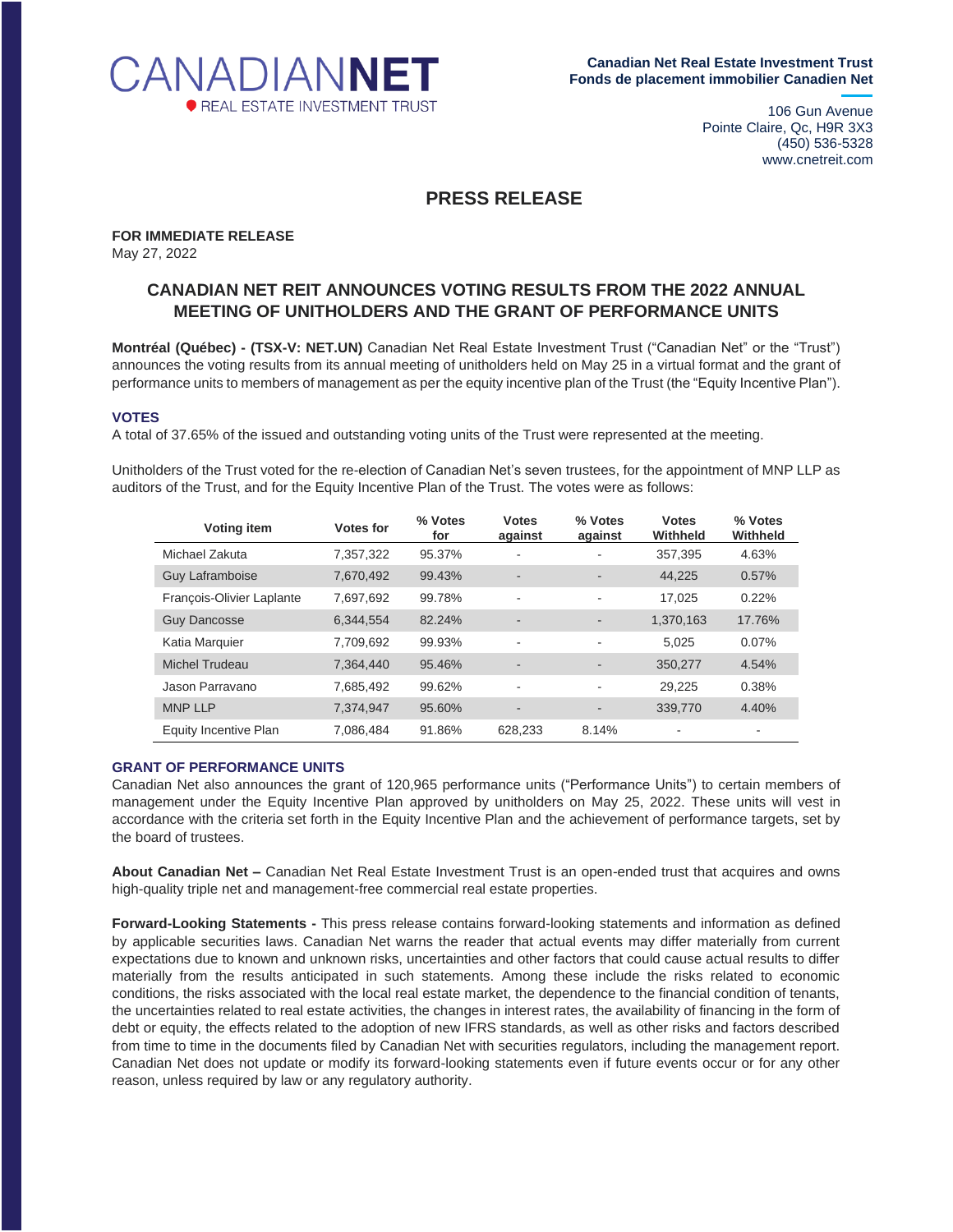CANADIAN**NET**
REAL ESTATE INVESTMENT TRUST

**Canadian Net Real Estate Investment Trust**
**Fonds de placement immobilier Canadien Net**

106 Gun Avenue
Pointe Claire, Qc, H9R 3X3
(450) 536-5328
www.cnetreit.com

# PRESS RELEASE

**FOR IMMEDIATE RELEASE**
May 27, 2022

## CANADIAN NET REIT ANNOUNCES VOTING RESULTS FROM THE 2022 ANNUAL MEETING OF UNITHOLDERS AND THE GRANT OF PERFORMANCE UNITS

**Montréal (Québec) - (TSX-V: NET.UN)** Canadian Net Real Estate Investment Trust ("Canadian Net" or the "Trust") announces the voting results from its annual meeting of unitholders held on May 25 in a virtual format and the grant of performance units to members of management as per the equity incentive plan of the Trust (the "Equity Incentive Plan").

### VOTES

A total of 37.65% of the issued and outstanding voting units of the Trust were represented at the meeting.

Unitholders of the Trust voted for the re-election of Canadian Net's seven trustees, for the appointment of MNP LLP as auditors of the Trust, and for the Equity Incentive Plan of the Trust. The votes were as follows:

| Voting item | Votes for | % Votes for | Votes against | % Votes against | Votes Withheld | % Votes Withheld |
|---|---|---|---|---|---|---|
| Michael Zakuta | 7,357,322 | 95.37% | - | - | 357,395 | 4.63% |
| Guy Laframboise | 7,670,492 | 99.43% | - | - | 44,225 | 0.57% |
| François-Olivier Laplante | 7,697,692 | 99.78% | - | - | 17,025 | 0.22% |
| Guy Dancosse | 6,344,554 | 82.24% | - | - | 1,370,163 | 17.76% |
| Katia Marquier | 7,709,692 | 99.93% | - | - | 5,025 | 0.07% |
| Michel Trudeau | 7,364,440 | 95.46% | - | - | 350,277 | 4.54% |
| Jason Parravano | 7,685,492 | 99.62% | - | - | 29,225 | 0.38% |
| MNP LLP | 7,374,947 | 95.60% | - | - | 339,770 | 4.40% |
| Equity Incentive Plan | 7,086,484 | 91.86% | 628,233 | 8.14% | - | - |

### GRANT OF PERFORMANCE UNITS

Canadian Net also announces the grant of 120,965 performance units ("Performance Units") to certain members of management under the Equity Incentive Plan approved by unitholders on May 25, 2022. These units will vest in accordance with the criteria set forth in the Equity Incentive Plan and the achievement of performance targets, set by the board of trustees.

**About Canadian Net –** Canadian Net Real Estate Investment Trust is an open-ended trust that acquires and owns high-quality triple net and management-free commercial real estate properties.

**Forward-Looking Statements -** This press release contains forward-looking statements and information as defined by applicable securities laws. Canadian Net warns the reader that actual events may differ materially from current expectations due to known and unknown risks, uncertainties and other factors that could cause actual results to differ materially from the results anticipated in such statements. Among these include the risks related to economic conditions, the risks associated with the local real estate market, the dependence to the financial condition of tenants, the uncertainties related to real estate activities, the changes in interest rates, the availability of financing in the form of debt or equity, the effects related to the adoption of new IFRS standards, as well as other risks and factors described from time to time in the documents filed by Canadian Net with securities regulators, including the management report. Canadian Net does not update or modify its forward-looking statements even if future events occur or for any other reason, unless required by law or any regulatory authority.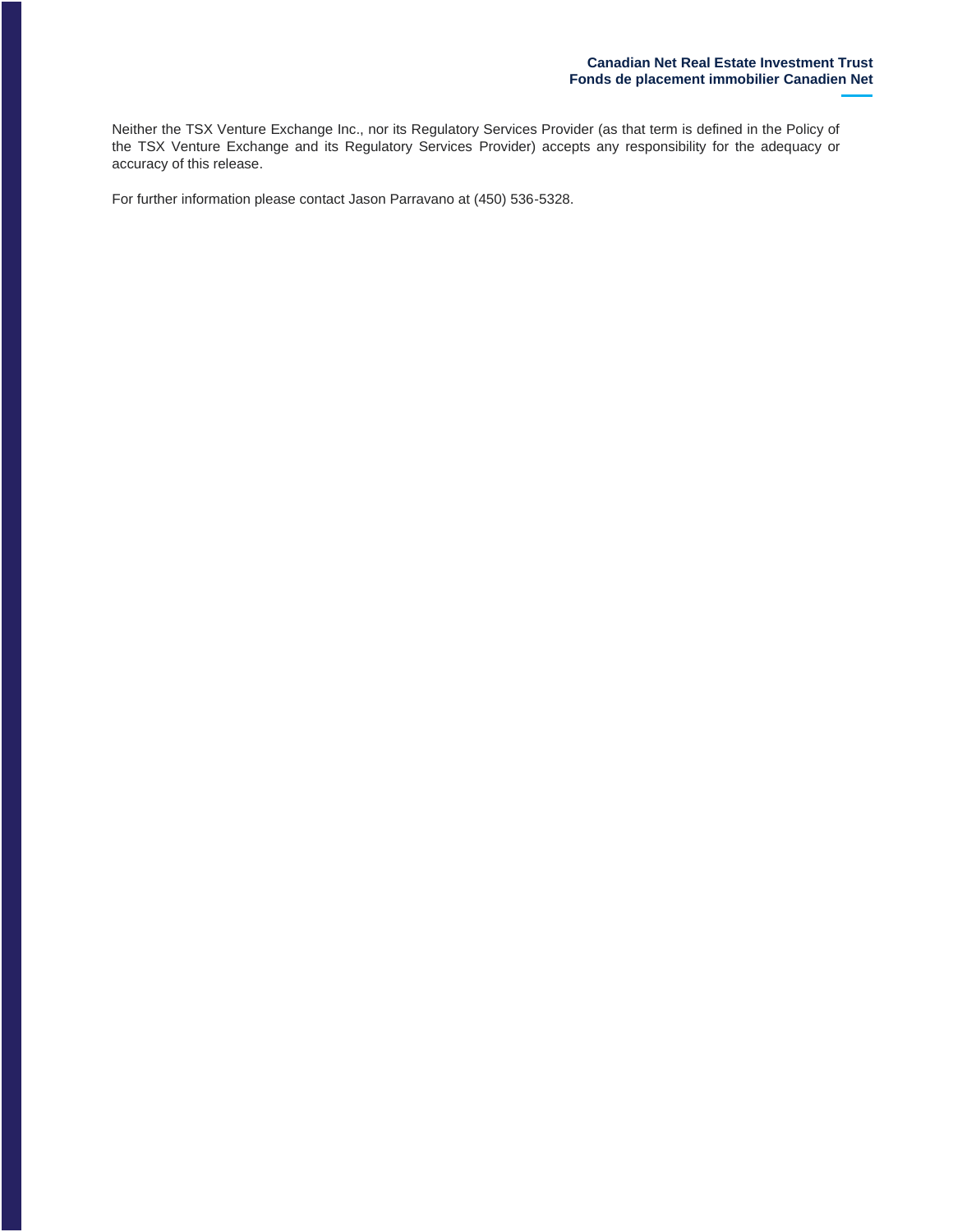Neither the TSX Venture Exchange Inc., nor its Regulatory Services Provider (as that term is defined in the Policy of the TSX Venture Exchange and its Regulatory Services Provider) accepts any responsibility for the adequacy or accuracy of this release.

For further information please contact Jason Parravano at (450) 536-5328.